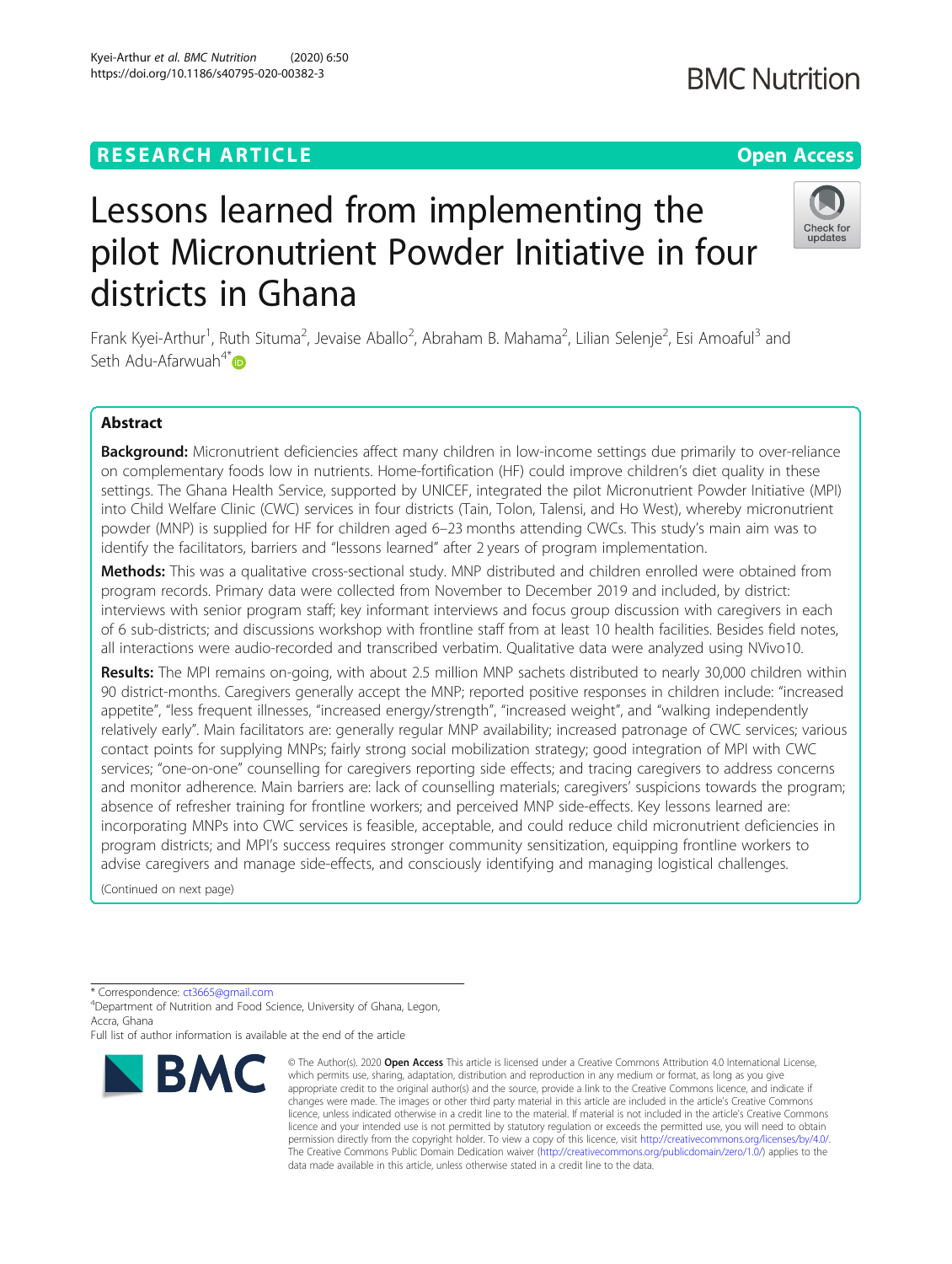**RESEARCH ARTICLE** **Open Access**

# Lessons learned from implementing the pilot Micronutrient Powder Initiative in four districts in Ghana

Frank Kyei-Arthur[1], Ruth Situma[2], Jevaise Aballo[2], Abraham B. Mahama[2], Lilian Selenje[2], Esi Amoaful[3] and Seth Adu-Afarwuah[4*]

## Abstract

**Background:** Micronutrient deficiencies affect many children in low-income settings due primarily to over-reliance on complementary foods low in nutrients. Home-fortification (HF) could improve children's diet quality in these settings. The Ghana Health Service, supported by UNICEF, integrated the pilot Micronutrient Powder Initiative (MPI) into Child Welfare Clinic (CWC) services in four districts (Tain, Tolon, Talensi, and Ho West), whereby micronutrient powder (MNP) is supplied for HF for children aged 6–23 months attending CWCs. This study's main aim was to identify the facilitators, barriers and "lessons learned" after 2 years of program implementation.

**Methods:** This was a qualitative cross-sectional study. MNP distributed and children enrolled were obtained from program records. Primary data were collected from November to December 2019 and included, by district: interviews with senior program staff; key informant interviews and focus group discussion with caregivers in each of 6 sub-districts; and discussions workshop with frontline staff from at least 10 health facilities. Besides field notes, all interactions were audio-recorded and transcribed verbatim. Qualitative data were analyzed using NVivo10.

**Results:** The MPI remains on-going, with about 2.5 million MNP sachets distributed to nearly 30,000 children within 90 district-months. Caregivers generally accept the MNP; reported positive responses in children include: "increased appetite", "less frequent illnesses, "increased energy/strength", "increased weight", and "walking independently relatively early". Main facilitators are: generally regular MNP availability; increased patronage of CWC services; various contact points for supplying MNPs; fairly strong social mobilization strategy; good integration of MPI with CWC services; "one-on-one" counselling for caregivers reporting side effects; and tracing caregivers to address concerns and monitor adherence. Main barriers are: lack of counselling materials; caregivers' suspicions towards the program; absence of refresher training for frontline workers; and perceived MNP side-effects. Key lessons learned are: incorporating MNPs into CWC services is feasible, acceptable, and could reduce child micronutrient deficiencies in program districts; and MPI's success requires stronger community sensitization, equipping frontline workers to advise caregivers and manage side-effects, and consciously identifying and managing logistical challenges.

(Continued on next page)

---

\* Correspondence: ct3665@gmail.com

[4]Department of Nutrition and Food Science, University of Ghana, Legon, Accra, Ghana

Full list of author information is available at the end of the article

© The Author(s). 2020 **Open Access** This article is licensed under a Creative Commons Attribution 4.0 International License, which permits use, sharing, adaptation, distribution and reproduction in any medium or format, as long as you give appropriate credit to the original author(s) and the source, provide a link to the Creative Commons licence, and indicate if changes were made. The images or other third party material in this article are included in the article's Creative Commons licence, unless indicated otherwise in a credit line to the material. If material is not included in the article's Creative Commons licence and your intended use is not permitted by statutory regulation or exceeds the permitted use, you will need to obtain permission directly from the copyright holder. To view a copy of this licence, visit http://creativecommons.org/licenses/by/4.0/. The Creative Commons Public Domain Dedication waiver (http://creativecommons.org/publicdomain/zero/1.0/) applies to the data made available in this article, unless otherwise stated in a credit line to the data.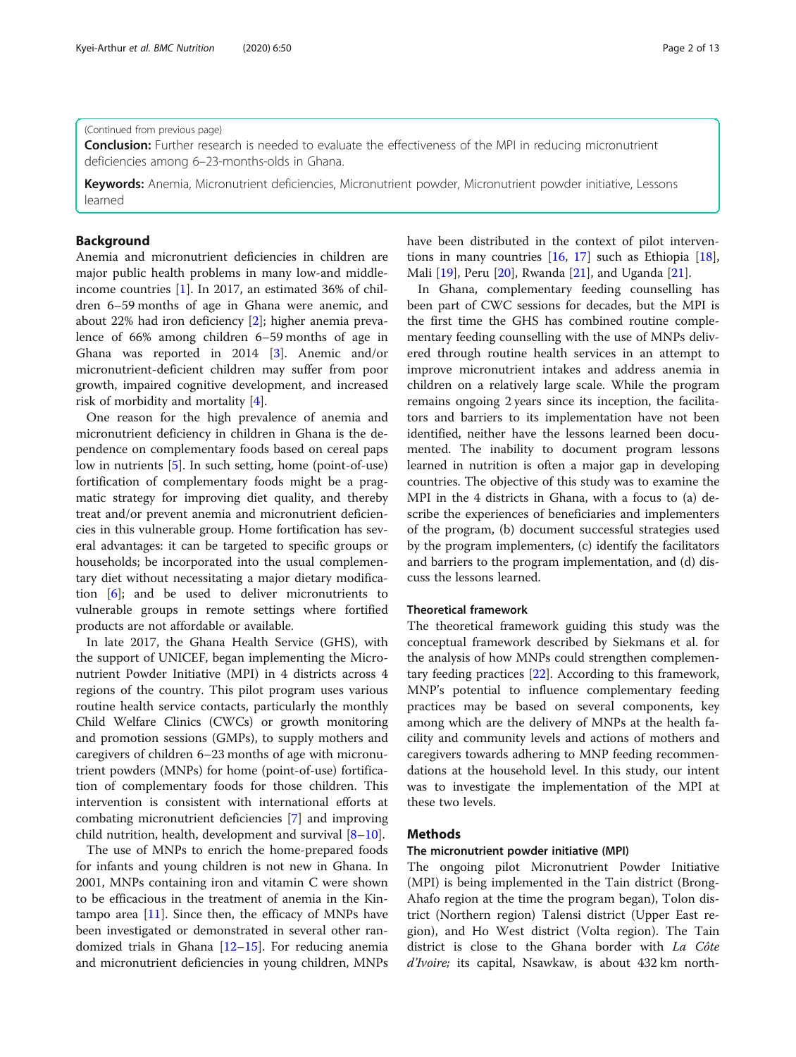(Continued from previous page)

**Conclusion:** Further research is needed to evaluate the effectiveness of the MPI in reducing micronutrient deficiencies among 6–23-months-olds in Ghana.

**Keywords:** Anemia, Micronutrient deficiencies, Micronutrient powder, Micronutrient powder initiative, Lessons learned

## Background

Anemia and micronutrient deficiencies in children are major public health problems in many low-and middle-income countries [1]. In 2017, an estimated 36% of children 6–59 months of age in Ghana were anemic, and about 22% had iron deficiency [2]; higher anemia prevalence of 66% among children 6–59 months of age in Ghana was reported in 2014 [3]. Anemic and/or micronutrient-deficient children may suffer from poor growth, impaired cognitive development, and increased risk of morbidity and mortality [4].

One reason for the high prevalence of anemia and micronutrient deficiency in children in Ghana is the dependence on complementary foods based on cereal paps low in nutrients [5]. In such setting, home (point-of-use) fortification of complementary foods might be a pragmatic strategy for improving diet quality, and thereby treat and/or prevent anemia and micronutrient deficiencies in this vulnerable group. Home fortification has several advantages: it can be targeted to specific groups or households; be incorporated into the usual complementary diet without necessitating a major dietary modification [6]; and be used to deliver micronutrients to vulnerable groups in remote settings where fortified products are not affordable or available.

In late 2017, the Ghana Health Service (GHS), with the support of UNICEF, began implementing the Micronutrient Powder Initiative (MPI) in 4 districts across 4 regions of the country. This pilot program uses various routine health service contacts, particularly the monthly Child Welfare Clinics (CWCs) or growth monitoring and promotion sessions (GMPs), to supply mothers and caregivers of children 6–23 months of age with micronutrient powders (MNPs) for home (point-of-use) fortification of complementary foods for those children. This intervention is consistent with international efforts at combating micronutrient deficiencies [7] and improving child nutrition, health, development and survival [8–10].

The use of MNPs to enrich the home-prepared foods for infants and young children is not new in Ghana. In 2001, MNPs containing iron and vitamin C were shown to be efficacious in the treatment of anemia in the Kintampo area [11]. Since then, the efficacy of MNPs have been investigated or demonstrated in several other randomized trials in Ghana [12–15]. For reducing anemia and micronutrient deficiencies in young children, MNPs have been distributed in the context of pilot interventions in many countries [16, 17] such as Ethiopia [18], Mali [19], Peru [20], Rwanda [21], and Uganda [21].

In Ghana, complementary feeding counselling has been part of CWC sessions for decades, but the MPI is the first time the GHS has combined routine complementary feeding counselling with the use of MNPs delivered through routine health services in an attempt to improve micronutrient intakes and address anemia in children on a relatively large scale. While the program remains ongoing 2 years since its inception, the facilitators and barriers to its implementation have not been identified, neither have the lessons learned been documented. The inability to document program lessons learned in nutrition is often a major gap in developing countries. The objective of this study was to examine the MPI in the 4 districts in Ghana, with a focus to (a) describe the experiences of beneficiaries and implementers of the program, (b) document successful strategies used by the program implementers, (c) identify the facilitators and barriers to the program implementation, and (d) discuss the lessons learned.

### Theoretical framework

The theoretical framework guiding this study was the conceptual framework described by Siekmans et al. for the analysis of how MNPs could strengthen complementary feeding practices [22]. According to this framework, MNP's potential to influence complementary feeding practices may be based on several components, key among which are the delivery of MNPs at the health facility and community levels and actions of mothers and caregivers towards adhering to MNP feeding recommendations at the household level. In this study, our intent was to investigate the implementation of the MPI at these two levels.

## Methods

### The micronutrient powder initiative (MPI)

The ongoing pilot Micronutrient Powder Initiative (MPI) is being implemented in the Tain district (Brong-Ahafo region at the time the program began), Tolon district (Northern region) Talensi district (Upper East region), and Ho West district (Volta region). The Tain district is close to the Ghana border with *La Côte d'Ivoire;* its capital, Nsawkaw, is about 432 km north-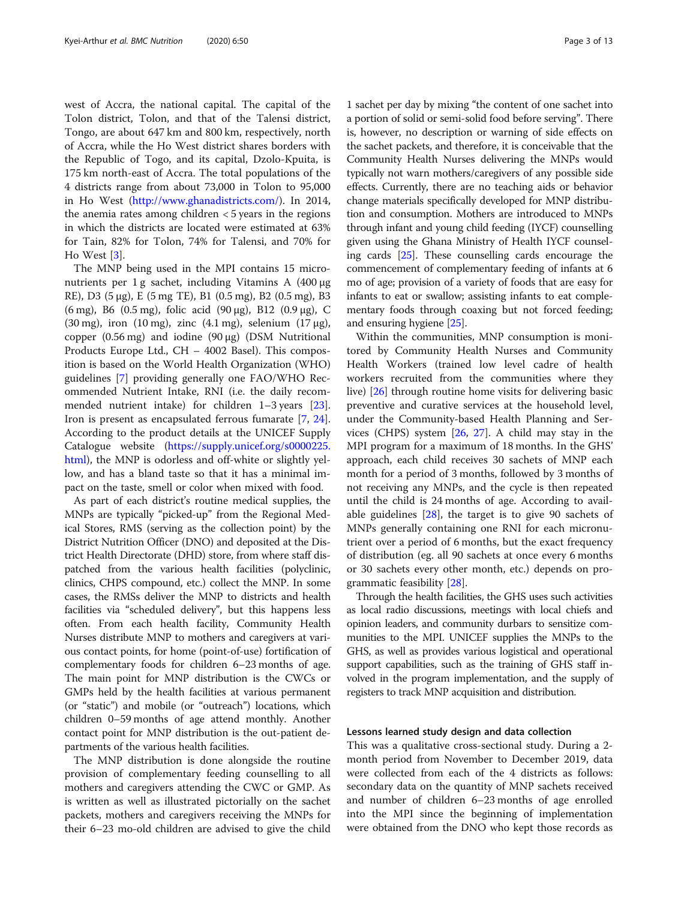west of Accra, the national capital. The capital of the Tolon district, Tolon, and that of the Talensi district, Tongo, are about 647 km and 800 km, respectively, north of Accra, while the Ho West district shares borders with the Republic of Togo, and its capital, Dzolo-Kpuita, is 175 km north-east of Accra. The total populations of the 4 districts range from about 73,000 in Tolon to 95,000 in Ho West (http://www.ghanadistricts.com/). In 2014, the anemia rates among children < 5 years in the regions in which the districts are located were estimated at 63% for Tain, 82% for Tolon, 74% for Talensi, and 70% for Ho West [3].

The MNP being used in the MPI contains 15 micronutrients per 1 g sachet, including Vitamins A (400 μg RE), D3 (5 μg), E (5 mg TE), B1 (0.5 mg), B2 (0.5 mg), B3 (6 mg), B6 (0.5 mg), folic acid (90 μg), B12 (0.9 μg), C (30 mg), iron (10 mg), zinc (4.1 mg), selenium (17 μg), copper (0.56 mg) and iodine (90 μg) (DSM Nutritional Products Europe Ltd., CH – 4002 Basel). This composition is based on the World Health Organization (WHO) guidelines [7] providing generally one FAO/WHO Recommended Nutrient Intake, RNI (i.e. the daily recommended nutrient intake) for children 1–3 years [23]. Iron is present as encapsulated ferrous fumarate [7, 24]. According to the product details at the UNICEF Supply Catalogue website (https://supply.unicef.org/s0000225.html), the MNP is odorless and off-white or slightly yellow, and has a bland taste so that it has a minimal impact on the taste, smell or color when mixed with food.

As part of each district's routine medical supplies, the MNPs are typically "picked-up" from the Regional Medical Stores, RMS (serving as the collection point) by the District Nutrition Officer (DNO) and deposited at the District Health Directorate (DHD) store, from where staff dispatched from the various health facilities (polyclinic, clinics, CHPS compound, etc.) collect the MNP. In some cases, the RMSs deliver the MNP to districts and health facilities via "scheduled delivery", but this happens less often. From each health facility, Community Health Nurses distribute MNP to mothers and caregivers at various contact points, for home (point-of-use) fortification of complementary foods for children 6–23 months of age. The main point for MNP distribution is the CWCs or GMPs held by the health facilities at various permanent (or "static") and mobile (or "outreach") locations, which children 0–59 months of age attend monthly. Another contact point for MNP distribution is the out-patient departments of the various health facilities.

The MNP distribution is done alongside the routine provision of complementary feeding counselling to all mothers and caregivers attending the CWC or GMP. As is written as well as illustrated pictorially on the sachet packets, mothers and caregivers receiving the MNPs for their 6–23 mo-old children are advised to give the child 1 sachet per day by mixing "the content of one sachet into a portion of solid or semi-solid food before serving". There is, however, no description or warning of side effects on the sachet packets, and therefore, it is conceivable that the Community Health Nurses delivering the MNPs would typically not warn mothers/caregivers of any possible side effects. Currently, there are no teaching aids or behavior change materials specifically developed for MNP distribution and consumption. Mothers are introduced to MNPs through infant and young child feeding (IYCF) counselling given using the Ghana Ministry of Health IYCF counselling cards [25]. These counselling cards encourage the commencement of complementary feeding of infants at 6 mo of age; provision of a variety of foods that are easy for infants to eat or swallow; assisting infants to eat complementary foods through coaxing but not forced feeding; and ensuring hygiene [25].

Within the communities, MNP consumption is monitored by Community Health Nurses and Community Health Workers (trained low level cadre of health workers recruited from the communities where they live) [26] through routine home visits for delivering basic preventive and curative services at the household level, under the Community-based Health Planning and Services (CHPS) system [26, 27]. A child may stay in the MPI program for a maximum of 18 months. In the GHS' approach, each child receives 30 sachets of MNP each month for a period of 3 months, followed by 3 months of not receiving any MNPs, and the cycle is then repeated until the child is 24 months of age. According to available guidelines [28], the target is to give 90 sachets of MNPs generally containing one RNI for each micronutrient over a period of 6 months, but the exact frequency of distribution (eg. all 90 sachets at once every 6 months or 30 sachets every other month, etc.) depends on programmatic feasibility [28].

Through the health facilities, the GHS uses such activities as local radio discussions, meetings with local chiefs and opinion leaders, and community durbars to sensitize communities to the MPI. UNICEF supplies the MNPs to the GHS, as well as provides various logistical and operational support capabilities, such as the training of GHS staff involved in the program implementation, and the supply of registers to track MNP acquisition and distribution.

### Lessons learned study design and data collection

This was a qualitative cross-sectional study. During a 2-month period from November to December 2019, data were collected from each of the 4 districts as follows: secondary data on the quantity of MNP sachets received and number of children 6–23 months of age enrolled into the MPI since the beginning of implementation were obtained from the DNO who kept those records as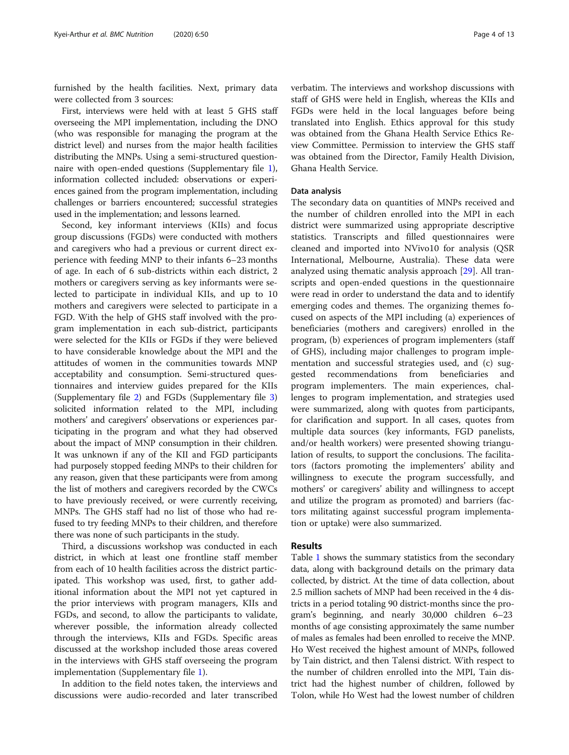furnished by the health facilities. Next, primary data were collected from 3 sources:

First, interviews were held with at least 5 GHS staff overseeing the MPI implementation, including the DNO (who was responsible for managing the program at the district level) and nurses from the major health facilities distributing the MNPs. Using a semi-structured questionnaire with open-ended questions (Supplementary file 1), information collected included: observations or experiences gained from the program implementation, including challenges or barriers encountered; successful strategies used in the implementation; and lessons learned.

Second, key informant interviews (KIIs) and focus group discussions (FGDs) were conducted with mothers and caregivers who had a previous or current direct experience with feeding MNP to their infants 6–23 months of age. In each of 6 sub-districts within each district, 2 mothers or caregivers serving as key informants were selected to participate in individual KIIs, and up to 10 mothers and caregivers were selected to participate in a FGD. With the help of GHS staff involved with the program implementation in each sub-district, participants were selected for the KIIs or FGDs if they were believed to have considerable knowledge about the MPI and the attitudes of women in the communities towards MNP acceptability and consumption. Semi-structured questionnaires and interview guides prepared for the KIIs (Supplementary file 2) and FGDs (Supplementary file 3) solicited information related to the MPI, including mothers' and caregivers' observations or experiences participating in the program and what they had observed about the impact of MNP consumption in their children. It was unknown if any of the KII and FGD participants had purposely stopped feeding MNPs to their children for any reason, given that these participants were from among the list of mothers and caregivers recorded by the CWCs to have previously received, or were currently receiving, MNPs. The GHS staff had no list of those who had refused to try feeding MNPs to their children, and therefore there was none of such participants in the study.

Third, a discussions workshop was conducted in each district, in which at least one frontline staff member from each of 10 health facilities across the district participated. This workshop was used, first, to gather additional information about the MPI not yet captured in the prior interviews with program managers, KIIs and FGDs, and second, to allow the participants to validate, wherever possible, the information already collected through the interviews, KIIs and FGDs. Specific areas discussed at the workshop included those areas covered in the interviews with GHS staff overseeing the program implementation (Supplementary file 1).

In addition to the field notes taken, the interviews and discussions were audio-recorded and later transcribed verbatim. The interviews and workshop discussions with staff of GHS were held in English, whereas the KIIs and FGDs were held in the local languages before being translated into English. Ethics approval for this study was obtained from the Ghana Health Service Ethics Review Committee. Permission to interview the GHS staff was obtained from the Director, Family Health Division, Ghana Health Service.

### Data analysis

The secondary data on quantities of MNPs received and the number of children enrolled into the MPI in each district were summarized using appropriate descriptive statistics. Transcripts and filled questionnaires were cleaned and imported into NVivo10 for analysis (QSR International, Melbourne, Australia). These data were analyzed using thematic analysis approach [29]. All transcripts and open-ended questions in the questionnaire were read in order to understand the data and to identify emerging codes and themes. The organizing themes focused on aspects of the MPI including (a) experiences of beneficiaries (mothers and caregivers) enrolled in the program, (b) experiences of program implementers (staff of GHS), including major challenges to program implementation and successful strategies used, and (c) suggested recommendations from beneficiaries and program implementers. The main experiences, challenges to program implementation, and strategies used were summarized, along with quotes from participants, for clarification and support. In all cases, quotes from multiple data sources (key informants, FGD panelists, and/or health workers) were presented showing triangulation of results, to support the conclusions. The facilitators (factors promoting the implementers' ability and willingness to execute the program successfully, and mothers' or caregivers' ability and willingness to accept and utilize the program as promoted) and barriers (factors militating against successful program implementation or uptake) were also summarized.

## Results

Table 1 shows the summary statistics from the secondary data, along with background details on the primary data collected, by district. At the time of data collection, about 2.5 million sachets of MNP had been received in the 4 districts in a period totaling 90 district-months since the program's beginning, and nearly 30,000 children 6–23 months of age consisting approximately the same number of males as females had been enrolled to receive the MNP. Ho West received the highest amount of MNPs, followed by Tain district, and then Talensi district. With respect to the number of children enrolled into the MPI, Tain district had the highest number of children, followed by Tolon, while Ho West had the lowest number of children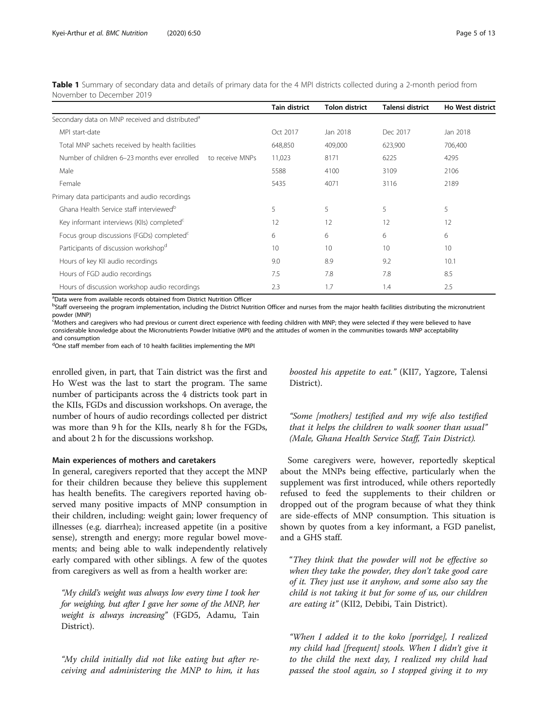**Table 1** Summary of secondary data and details of primary data for the 4 MPI districts collected during a 2-month period from November to December 2019

| | Tain district | Tolon district | Talensi district | Ho West district |
|---|---|---|---|---|
| Secondary data on MNP received and distributed[a] | | | | |
| MPI start-date | Oct 2017 | Jan 2018 | Dec 2017 | Jan 2018 |
| Total MNP sachets received by health facilities | 648,850 | 409,000 | 623,900 | 706,400 |
| Number of children 6–23 months ever enrolled to receive MNPs | 11,023 | 8171 | 6225 | 4295 |
| Male | 5588 | 4100 | 3109 | 2106 |
| Female | 5435 | 4071 | 3116 | 2189 |
| Primary data participants and audio recordings | | | | |
| Ghana Health Service staff interviewed[b] | 5 | 5 | 5 | 5 |
| Key informant interviews (KIIs) completed[c] | 12 | 12 | 12 | 12 |
| Focus group discussions (FGDs) completed[c] | 6 | 6 | 6 | 6 |
| Participants of discussion workshop[d] | 10 | 10 | 10 | 10 |
| Hours of key KII audio recordings | 9.0 | 8.9 | 9.2 | 10.1 |
| Hours of FGD audio recordings | 7.5 | 7.8 | 7.8 | 8.5 |
| Hours of discussion workshop audio recordings | 2.3 | 1.7 | 1.4 | 2.5 |

[a]Data were from available records obtained from District Nutrition Officer
[b]Staff overseeing the program implementation, including the District Nutrition Officer and nurses from the major health facilities distributing the micronutrient powder (MNP)
[c]Mothers and caregivers who had previous or current direct experience with feeding children with MNP; they were selected if they were believed to have considerable knowledge about the Micronutrients Powder Initiative (MPI) and the attitudes of women in the communities towards MNP acceptability and consumption
[d]One staff member from each of 10 health facilities implementing the MPI

enrolled given, in part, that Tain district was the first and Ho West was the last to start the program. The same number of participants across the 4 districts took part in the KIIs, FGDs and discussion workshops. On average, the number of hours of audio recordings collected per district was more than 9 h for the KIIs, nearly 8 h for the FGDs, and about 2 h for the discussions workshop.

#### Main experiences of mothers and caretakers

In general, caregivers reported that they accept the MNP for their children because they believe this supplement has health benefits. The caregivers reported having observed many positive impacts of MNP consumption in their children, including: weight gain; lower frequency of illnesses (e.g. diarrhea); increased appetite (in a positive sense), strength and energy; more regular bowel movements; and being able to walk independently relatively early compared with other siblings. A few of the quotes from caregivers as well as from a health worker are:

> *"My child's weight was always low every time I took her for weighing, but after I gave her some of the MNP, her weight is always increasing"* (FGD5, Adamu, Tain District).

> *"My child initially did not like eating but after receiving and administering the MNP to him, it has boosted his appetite to eat."* (KII7, Yagzore, Talensi District).

> *"Some [mothers] testified and my wife also testified that it helps the children to walk sooner than usual" (Male, Ghana Health Service Staff, Tain District).*

Some caregivers were, however, reportedly skeptical about the MNPs being effective, particularly when the supplement was first introduced, while others reportedly refused to feed the supplements to their children or dropped out of the program because of what they think are side-effects of MNP consumption. This situation is shown by quotes from a key informant, a FGD panelist, and a GHS staff.

> "*They think that the powder will not be effective so when they take the powder, they don't take good care of it. They just use it anyhow, and some also say the child is not taking it but for some of us, our children are eating it"* (KII2, Debibi, Tain District).

> *"When I added it to the koko [porridge], I realized my child had [frequent] stools. When I didn't give it to the child the next day, I realized my child had passed the stool again, so I stopped giving it to my*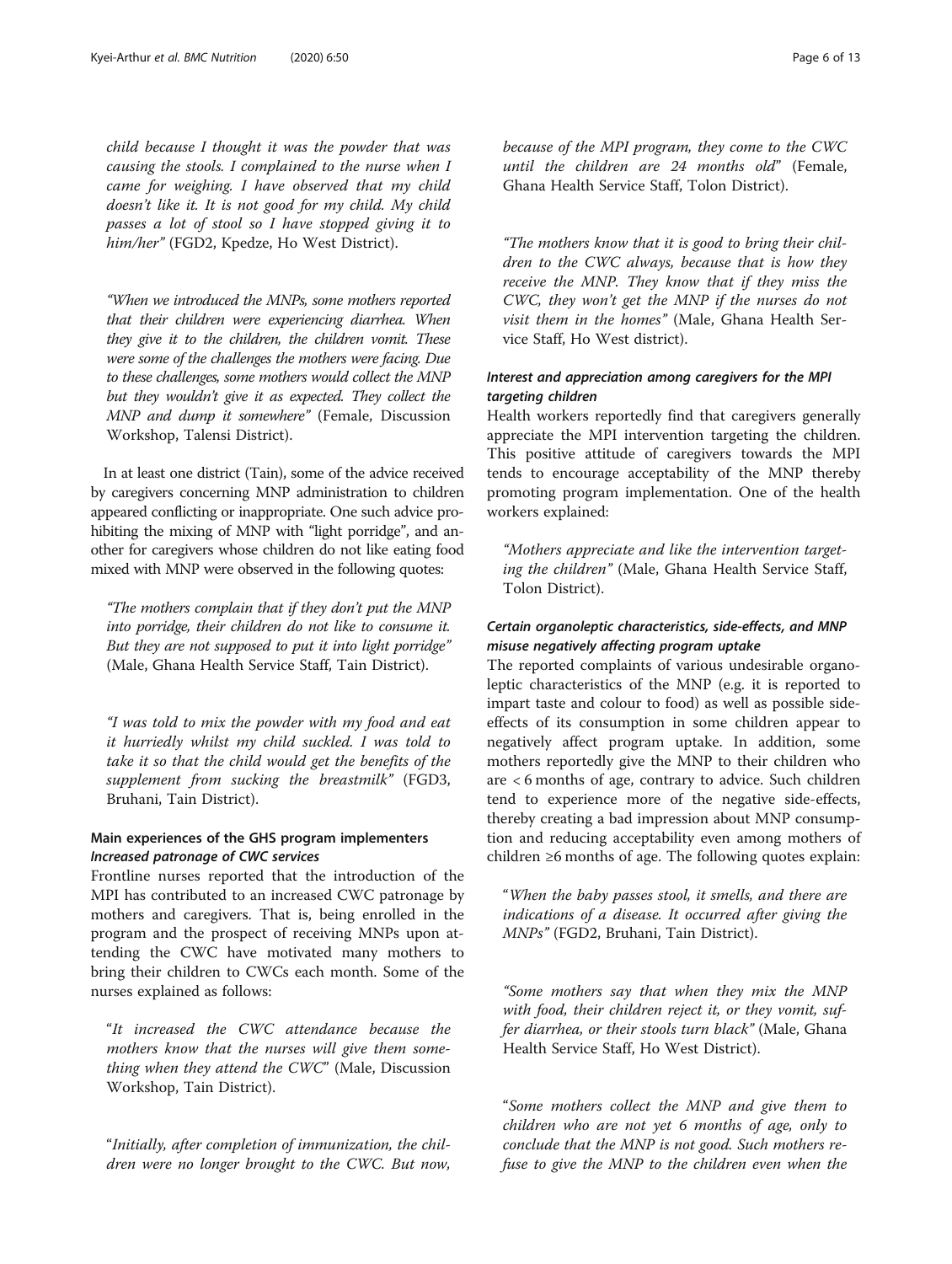*child because I thought it was the powder that was causing the stools. I complained to the nurse when I came for weighing. I have observed that my child doesn't like it. It is not good for my child. My child passes a lot of stool so I have stopped giving it to him/her"* (FGD2, Kpedze, Ho West District).

*"When we introduced the MNPs, some mothers reported that their children were experiencing diarrhea. When they give it to the children, the children vomit. These were some of the challenges the mothers were facing. Due to these challenges, some mothers would collect the MNP but they wouldn't give it as expected. They collect the MNP and dump it somewhere"* (Female, Discussion Workshop, Talensi District).

In at least one district (Tain), some of the advice received by caregivers concerning MNP administration to children appeared conflicting or inappropriate. One such advice prohibiting the mixing of MNP with "light porridge", and another for caregivers whose children do not like eating food mixed with MNP were observed in the following quotes:

*"The mothers complain that if they don't put the MNP into porridge, their children do not like to consume it. But they are not supposed to put it into light porridge"* (Male, Ghana Health Service Staff, Tain District).

*"I was told to mix the powder with my food and eat it hurriedly whilst my child suckled. I was told to take it so that the child would get the benefits of the supplement from sucking the breastmilk"* (FGD3, Bruhani, Tain District).

## Main experiences of the GHS program implementers

### *Increased patronage of CWC services*

Frontline nurses reported that the introduction of the MPI has contributed to an increased CWC patronage by mothers and caregivers. That is, being enrolled in the program and the prospect of receiving MNPs upon attending the CWC have motivated many mothers to bring their children to CWCs each month. Some of the nurses explained as follows:

"*It increased the CWC attendance because the mothers know that the nurses will give them something when they attend the CWC*" (Male, Discussion Workshop, Tain District).

"*Initially, after completion of immunization, the children were no longer brought to the CWC. But now, because of the MPI program, they come to the CWC until the children are 24 months old*" (Female, Ghana Health Service Staff, Tolon District).

*"The mothers know that it is good to bring their children to the CWC always, because that is how they receive the MNP. They know that if they miss the CWC, they won't get the MNP if the nurses do not visit them in the homes"* (Male, Ghana Health Service Staff, Ho West district).

### *Interest and appreciation among caregivers for the MPI targeting children*

Health workers reportedly find that caregivers generally appreciate the MPI intervention targeting the children. This positive attitude of caregivers towards the MPI tends to encourage acceptability of the MNP thereby promoting program implementation. One of the health workers explained:

*"Mothers appreciate and like the intervention targeting the children"* (Male, Ghana Health Service Staff, Tolon District).

### *Certain organoleptic characteristics, side-effects, and MNP misuse negatively affecting program uptake*

The reported complaints of various undesirable organoleptic characteristics of the MNP (e.g. it is reported to impart taste and colour to food) as well as possible side-effects of its consumption in some children appear to negatively affect program uptake. In addition, some mothers reportedly give the MNP to their children who are < 6 months of age, contrary to advice. Such children tend to experience more of the negative side-effects, thereby creating a bad impression about MNP consumption and reducing acceptability even among mothers of children ≥6 months of age. The following quotes explain:

"*When the baby passes stool, it smells, and there are indications of a disease. It occurred after giving the MNPs"* (FGD2, Bruhani, Tain District).

*"Some mothers say that when they mix the MNP with food, their children reject it, or they vomit, suffer diarrhea, or their stools turn black"* (Male, Ghana Health Service Staff, Ho West District).

"*Some mothers collect the MNP and give them to children who are not yet 6 months of age, only to conclude that the MNP is not good. Such mothers refuse to give the MNP to the children even when the*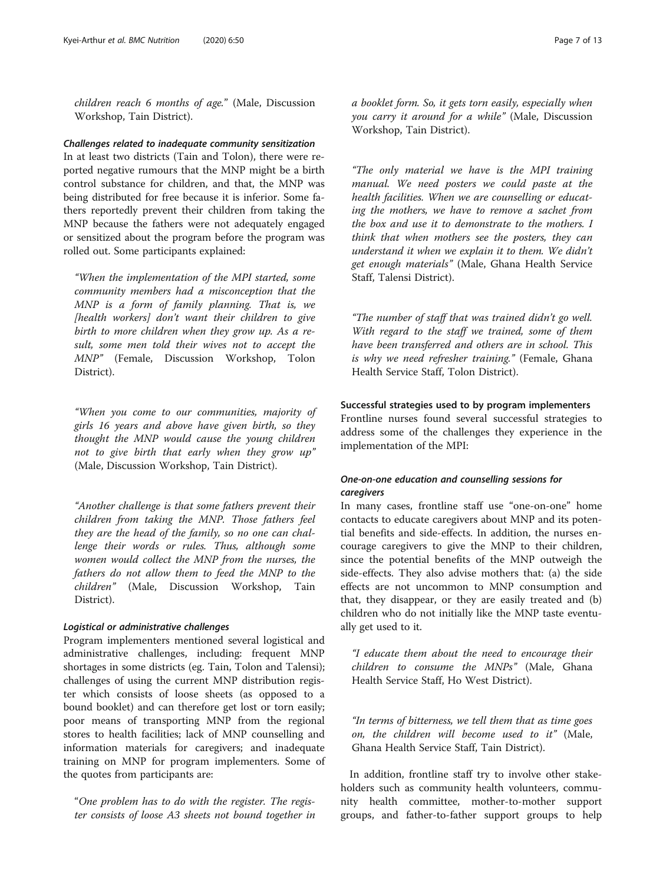*children reach 6 months of age.*" (Male, Discussion Workshop, Tain District).

#### *Challenges related to inadequate community sensitization*

In at least two districts (Tain and Tolon), there were reported negative rumours that the MNP might be a birth control substance for children, and that, the MNP was being distributed for free because it is inferior. Some fathers reportedly prevent their children from taking the MNP because the fathers were not adequately engaged or sensitized about the program before the program was rolled out. Some participants explained:

> *"When the implementation of the MPI started, some community members had a misconception that the MNP is a form of family planning. That is, we [health workers] don't want their children to give birth to more children when they grow up. As a result, some men told their wives not to accept the MNP"* (Female, Discussion Workshop, Tolon District).

> *"When you come to our communities, majority of girls 16 years and above have given birth, so they thought the MNP would cause the young children not to give birth that early when they grow up"* (Male, Discussion Workshop, Tain District).

> *"Another challenge is that some fathers prevent their children from taking the MNP. Those fathers feel they are the head of the family, so no one can challenge their words or rules. Thus, although some women would collect the MNP from the nurses, the fathers do not allow them to feed the MNP to the children"* (Male, Discussion Workshop, Tain District).

#### *Logistical or administrative challenges*

Program implementers mentioned several logistical and administrative challenges, including: frequent MNP shortages in some districts (eg. Tain, Tolon and Talensi); challenges of using the current MNP distribution register which consists of loose sheets (as opposed to a bound booklet) and can therefore get lost or torn easily; poor means of transporting MNP from the regional stores to health facilities; lack of MNP counselling and information materials for caregivers; and inadequate training on MNP for program implementers. Some of the quotes from participants are:

> "*One problem has to do with the register. The register consists of loose A3 sheets not bound together in a booklet form. So, it gets torn easily, especially when you carry it around for a while"* (Male, Discussion Workshop, Tain District).

> *"The only material we have is the MPI training manual. We need posters we could paste at the health facilities. When we are counselling or educating the mothers, we have to remove a sachet from the box and use it to demonstrate to the mothers. I think that when mothers see the posters, they can understand it when we explain it to them. We didn't get enough materials"* (Male, Ghana Health Service Staff, Talensi District).

> *"The number of staff that was trained didn't go well. With regard to the staff we trained, some of them have been transferred and others are in school. This is why we need refresher training."* (Female, Ghana Health Service Staff, Tolon District).

### Successful strategies used to by program implementers

Frontline nurses found several successful strategies to address some of the challenges they experience in the implementation of the MPI:

#### *One-on-one education and counselling sessions for caregivers*

In many cases, frontline staff use "one-on-one" home contacts to educate caregivers about MNP and its potential benefits and side-effects. In addition, the nurses encourage caregivers to give the MNP to their children, since the potential benefits of the MNP outweigh the side-effects. They also advise mothers that: (a) the side effects are not uncommon to MNP consumption and that, they disappear, or they are easily treated and (b) children who do not initially like the MNP taste eventually get used to it.

> *"I educate them about the need to encourage their children to consume the MNPs"* (Male, Ghana Health Service Staff, Ho West District).

> *"In terms of bitterness, we tell them that as time goes on, the children will become used to it"* (Male, Ghana Health Service Staff, Tain District).

In addition, frontline staff try to involve other stakeholders such as community health volunteers, community health committee, mother-to-mother support groups, and father-to-father support groups to help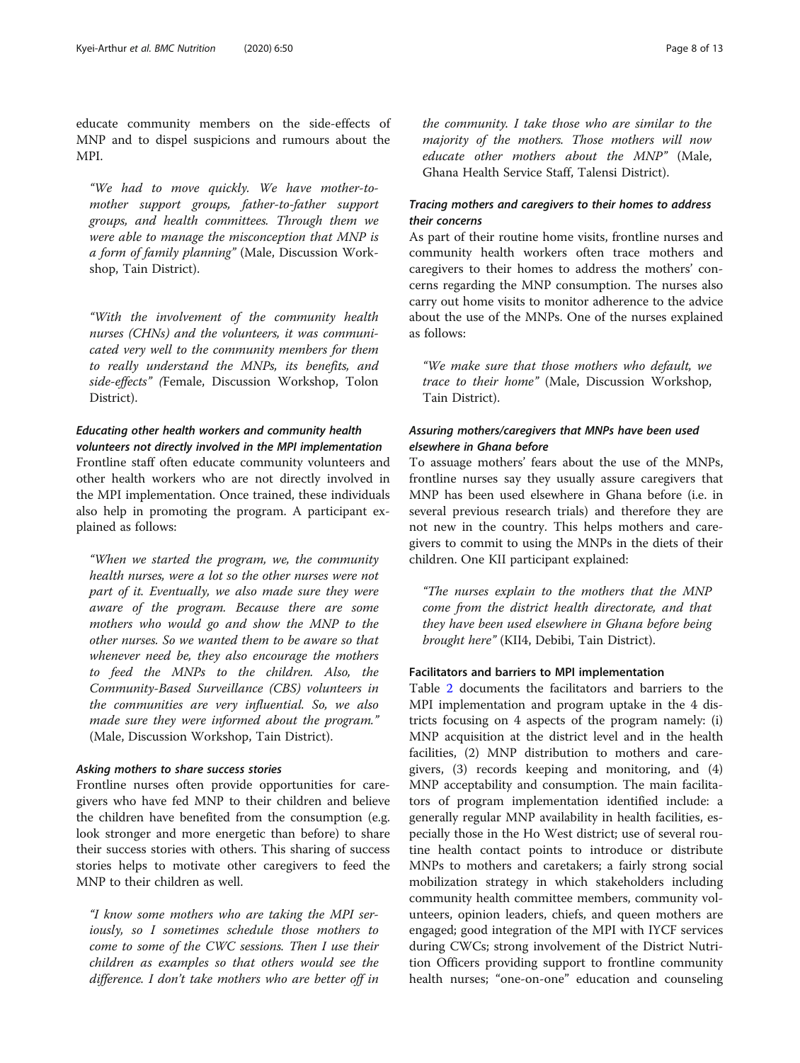educate community members on the side-effects of MNP and to dispel suspicions and rumours about the MPI.

> "We had to move quickly. We have mother-to-mother support groups, father-to-father support groups, and health committees. Through them we were able to manage the misconception that MNP is a form of family planning" (Male, Discussion Workshop, Tain District).

> "With the involvement of the community health nurses (CHNs) and the volunteers, it was communicated very well to the community members for them to really understand the MNPs, its benefits, and side-effects" (Female, Discussion Workshop, Tolon District).

#### Educating other health workers and community health volunteers not directly involved in the MPI implementation

Frontline staff often educate community volunteers and other health workers who are not directly involved in the MPI implementation. Once trained, these individuals also help in promoting the program. A participant explained as follows:

> "When we started the program, we, the community health nurses, were a lot so the other nurses were not part of it. Eventually, we also made sure they were aware of the program. Because there are some mothers who would go and show the MNP to the other nurses. So we wanted them to be aware so that whenever need be, they also encourage the mothers to feed the MNPs to the children. Also, the Community-Based Surveillance (CBS) volunteers in the communities are very influential. So, we also made sure they were informed about the program." (Male, Discussion Workshop, Tain District).

#### Asking mothers to share success stories

Frontline nurses often provide opportunities for caregivers who have fed MNP to their children and believe the children have benefited from the consumption (e.g. look stronger and more energetic than before) to share their success stories with others. This sharing of success stories helps to motivate other caregivers to feed the MNP to their children as well.

> "I know some mothers who are taking the MPI seriously, so I sometimes schedule those mothers to come to some of the CWC sessions. Then I use their children as examples so that others would see the difference. I don't take mothers who are better off in the community. I take those who are similar to the majority of the mothers. Those mothers will now educate other mothers about the MNP" (Male, Ghana Health Service Staff, Talensi District).

#### Tracing mothers and caregivers to their homes to address their concerns

As part of their routine home visits, frontline nurses and community health workers often trace mothers and caregivers to their homes to address the mothers' concerns regarding the MNP consumption. The nurses also carry out home visits to monitor adherence to the advice about the use of the MNPs. One of the nurses explained as follows:

> "We make sure that those mothers who default, we trace to their home" (Male, Discussion Workshop, Tain District).

#### Assuring mothers/caregivers that MNPs have been used elsewhere in Ghana before

To assuage mothers' fears about the use of the MNPs, frontline nurses say they usually assure caregivers that MNP has been used elsewhere in Ghana before (i.e. in several previous research trials) and therefore they are not new in the country. This helps mothers and caregivers to commit to using the MNPs in the diets of their children. One KII participant explained:

> "The nurses explain to the mothers that the MNP come from the district health directorate, and that they have been used elsewhere in Ghana before being brought here" (KII4, Debibi, Tain District).

### Facilitators and barriers to MPI implementation

Table 2 documents the facilitators and barriers to the MPI implementation and program uptake in the 4 districts focusing on 4 aspects of the program namely: (i) MNP acquisition at the district level and in the health facilities, (2) MNP distribution to mothers and caregivers, (3) records keeping and monitoring, and (4) MNP acceptability and consumption. The main facilitators of program implementation identified include: a generally regular MNP availability in health facilities, especially those in the Ho West district; use of several routine health contact points to introduce or distribute MNPs to mothers and caretakers; a fairly strong social mobilization strategy in which stakeholders including community health committee members, community volunteers, opinion leaders, chiefs, and queen mothers are engaged; good integration of the MPI with IYCF services during CWCs; strong involvement of the District Nutrition Officers providing support to frontline community health nurses; "one-on-one" education and counseling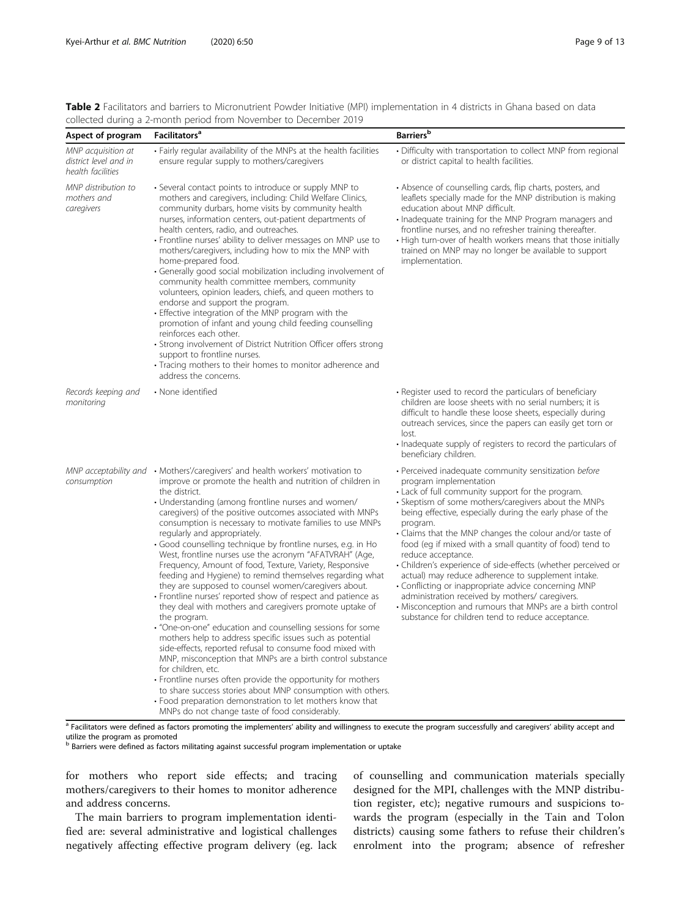**Table 2** Facilitators and barriers to Micronutrient Powder Initiative (MPI) implementation in 4 districts in Ghana based on data collected during a 2-month period from November to December 2019

| Aspect of program | Facilitators[a] | Barriers[b] |
| --- | --- | --- |
| *MNP acquisition at district level and in health facilities* | • Fairly regular availability of the MNPs at the health facilities ensure regular supply to mothers/caregivers | • Difficulty with transportation to collect MNP from regional or district capital to health facilities. |
| *MNP distribution to mothers and caregivers* | • Several contact points to introduce or supply MNP to mothers and caregivers, including: Child Welfare Clinics, community durbars, home visits by community health nurses, information centers, out-patient departments of health centers, radio, and outreaches.<br>• Frontline nurses' ability to deliver messages on MNP use to mothers/caregivers, including how to mix the MNP with home-prepared food.<br>• Generally good social mobilization including involvement of community health committee members, community volunteers, opinion leaders, chiefs, and queen mothers to endorse and support the program.<br>• Effective integration of the MNP program with the promotion of infant and young child feeding counselling reinforces each other.<br>• Strong involvement of District Nutrition Officer offers strong support to frontline nurses.<br>• Tracing mothers to their homes to monitor adherence and address the concerns. | • Absence of counselling cards, flip charts, posters, and leaflets specially made for the MNP distribution is making education about MNP difficult.<br>• Inadequate training for the MNP Program managers and frontline nurses, and no refresher training thereafter.<br>• High turn-over of health workers means that those initially trained on MNP may no longer be available to support implementation. |
| *Records keeping and monitoring* | • None identified | • Register used to record the particulars of beneficiary children are loose sheets with no serial numbers; it is difficult to handle these loose sheets, especially during outreach services, since the papers can easily get torn or lost.<br>• Inadequate supply of registers to record the particulars of beneficiary children. |
| *MNP acceptability and consumption* | • Mothers'/caregivers' and health workers' motivation to improve or promote the health and nutrition of children in the district.<br>• Understanding (among frontline nurses and women/caregivers) of the positive outcomes associated with MNPs consumption is necessary to motivate families to use MNPs regularly and appropriately.<br>• Good counselling technique by frontline nurses, e.g. in Ho West, frontline nurses use the acronym "AFATVRAH" (Age, Frequency, Amount of food, Texture, Variety, Responsive feeding and Hygiene) to remind themselves regarding what they are supposed to counsel women/caregivers about.<br>• Frontline nurses' reported show of respect and patience as they deal with mothers and caregivers promote uptake of the program.<br>• "One-on-one" education and counselling sessions for some mothers help to address specific issues such as potential side-effects, reported refusal to consume food mixed with MNP, misconception that MNPs are a birth control substance for children, etc.<br>• Frontline nurses often provide the opportunity for mothers to share success stories about MNP consumption with others.<br>• Food preparation demonstration to let mothers know that MNPs do not change taste of food considerably. | • Perceived inadequate community sensitization *before* program implementation<br>• Lack of full community support for the program.<br>• Skeptism of some mothers/caregivers about the MNPs being effective, especially during the early phase of the program.<br>• Claims that the MNP changes the colour and/or taste of food (eg if mixed with a small quantity of food) tend to reduce acceptance.<br>• Children's experience of side-effects (whether perceived or actual) may reduce adherence to supplement intake.<br>• Conflicting or inappropriate advice concerning MNP administration received by mothers/ caregivers.<br>• Misconception and rumours that MNPs are a birth control substance for children tend to reduce acceptance. |

[a] Facilitators were defined as factors promoting the implementers' ability and willingness to execute the program successfully and caregivers' ability accept and utilize the program as promoted

[b] Barriers were defined as factors militating against successful program implementation or uptake

for mothers who report side effects; and tracing mothers/caregivers to their homes to monitor adherence and address concerns.

The main barriers to program implementation identified are: several administrative and logistical challenges negatively affecting effective program delivery (eg. lack of counselling and communication materials specially designed for the MPI, challenges with the MNP distribution register, etc); negative rumours and suspicions towards the program (especially in the Tain and Tolon districts) causing some fathers to refuse their children's enrolment into the program; absence of refresher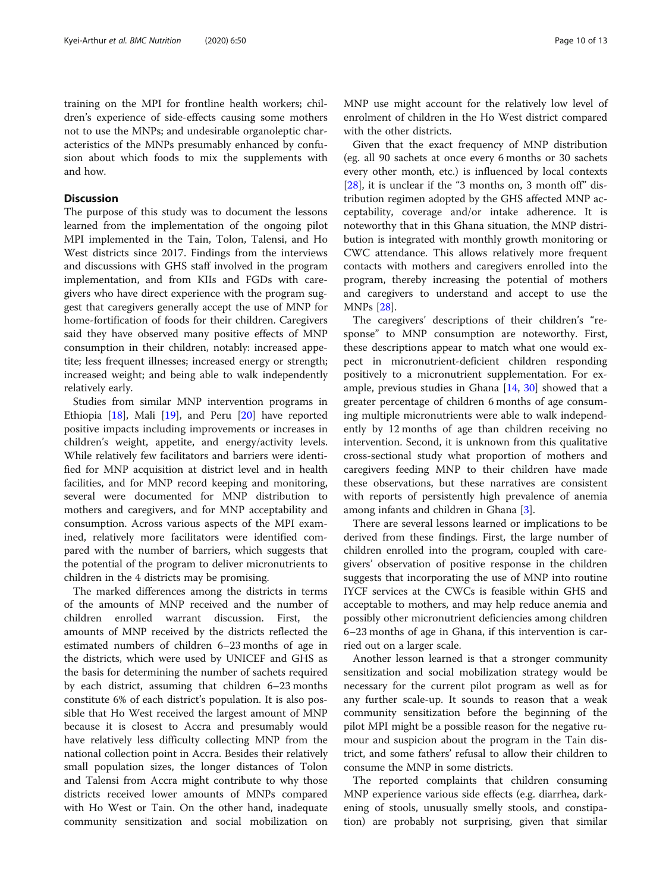training on the MPI for frontline health workers; children's experience of side-effects causing some mothers not to use the MNPs; and undesirable organoleptic characteristics of the MNPs presumably enhanced by confusion about which foods to mix the supplements with and how.

## Discussion

The purpose of this study was to document the lessons learned from the implementation of the ongoing pilot MPI implemented in the Tain, Tolon, Talensi, and Ho West districts since 2017. Findings from the interviews and discussions with GHS staff involved in the program implementation, and from KIIs and FGDs with caregivers who have direct experience with the program suggest that caregivers generally accept the use of MNP for home-fortification of foods for their children. Caregivers said they have observed many positive effects of MNP consumption in their children, notably: increased appetite; less frequent illnesses; increased energy or strength; increased weight; and being able to walk independently relatively early.

Studies from similar MNP intervention programs in Ethiopia [18], Mali [19], and Peru [20] have reported positive impacts including improvements or increases in children's weight, appetite, and energy/activity levels. While relatively few facilitators and barriers were identified for MNP acquisition at district level and in health facilities, and for MNP record keeping and monitoring, several were documented for MNP distribution to mothers and caregivers, and for MNP acceptability and consumption. Across various aspects of the MPI examined, relatively more facilitators were identified compared with the number of barriers, which suggests that the potential of the program to deliver micronutrients to children in the 4 districts may be promising.

The marked differences among the districts in terms of the amounts of MNP received and the number of children enrolled warrant discussion. First, the amounts of MNP received by the districts reflected the estimated numbers of children 6–23 months of age in the districts, which were used by UNICEF and GHS as the basis for determining the number of sachets required by each district, assuming that children 6–23 months constitute 6% of each district's population. It is also possible that Ho West received the largest amount of MNP because it is closest to Accra and presumably would have relatively less difficulty collecting MNP from the national collection point in Accra. Besides their relatively small population sizes, the longer distances of Tolon and Talensi from Accra might contribute to why those districts received lower amounts of MNPs compared with Ho West or Tain. On the other hand, inadequate community sensitization and social mobilization on MNP use might account for the relatively low level of enrolment of children in the Ho West district compared with the other districts.

Given that the exact frequency of MNP distribution (eg. all 90 sachets at once every 6 months or 30 sachets every other month, etc.) is influenced by local contexts [28], it is unclear if the "3 months on, 3 month off" distribution regimen adopted by the GHS affected MNP acceptability, coverage and/or intake adherence. It is noteworthy that in this Ghana situation, the MNP distribution is integrated with monthly growth monitoring or CWC attendance. This allows relatively more frequent contacts with mothers and caregivers enrolled into the program, thereby increasing the potential of mothers and caregivers to understand and accept to use the MNPs [28].

The caregivers' descriptions of their children's "response" to MNP consumption are noteworthy. First, these descriptions appear to match what one would expect in micronutrient-deficient children responding positively to a micronutrient supplementation. For example, previous studies in Ghana [14, 30] showed that a greater percentage of children 6 months of age consuming multiple micronutrients were able to walk independently by 12 months of age than children receiving no intervention. Second, it is unknown from this qualitative cross-sectional study what proportion of mothers and caregivers feeding MNP to their children have made these observations, but these narratives are consistent with reports of persistently high prevalence of anemia among infants and children in Ghana [3].

There are several lessons learned or implications to be derived from these findings. First, the large number of children enrolled into the program, coupled with caregivers' observation of positive response in the children suggests that incorporating the use of MNP into routine IYCF services at the CWCs is feasible within GHS and acceptable to mothers, and may help reduce anemia and possibly other micronutrient deficiencies among children 6–23 months of age in Ghana, if this intervention is carried out on a larger scale.

Another lesson learned is that a stronger community sensitization and social mobilization strategy would be necessary for the current pilot program as well as for any further scale-up. It sounds to reason that a weak community sensitization before the beginning of the pilot MPI might be a possible reason for the negative rumour and suspicion about the program in the Tain district, and some fathers' refusal to allow their children to consume the MNP in some districts.

The reported complaints that children consuming MNP experience various side effects (e.g. diarrhea, darkening of stools, unusually smelly stools, and constipation) are probably not surprising, given that similar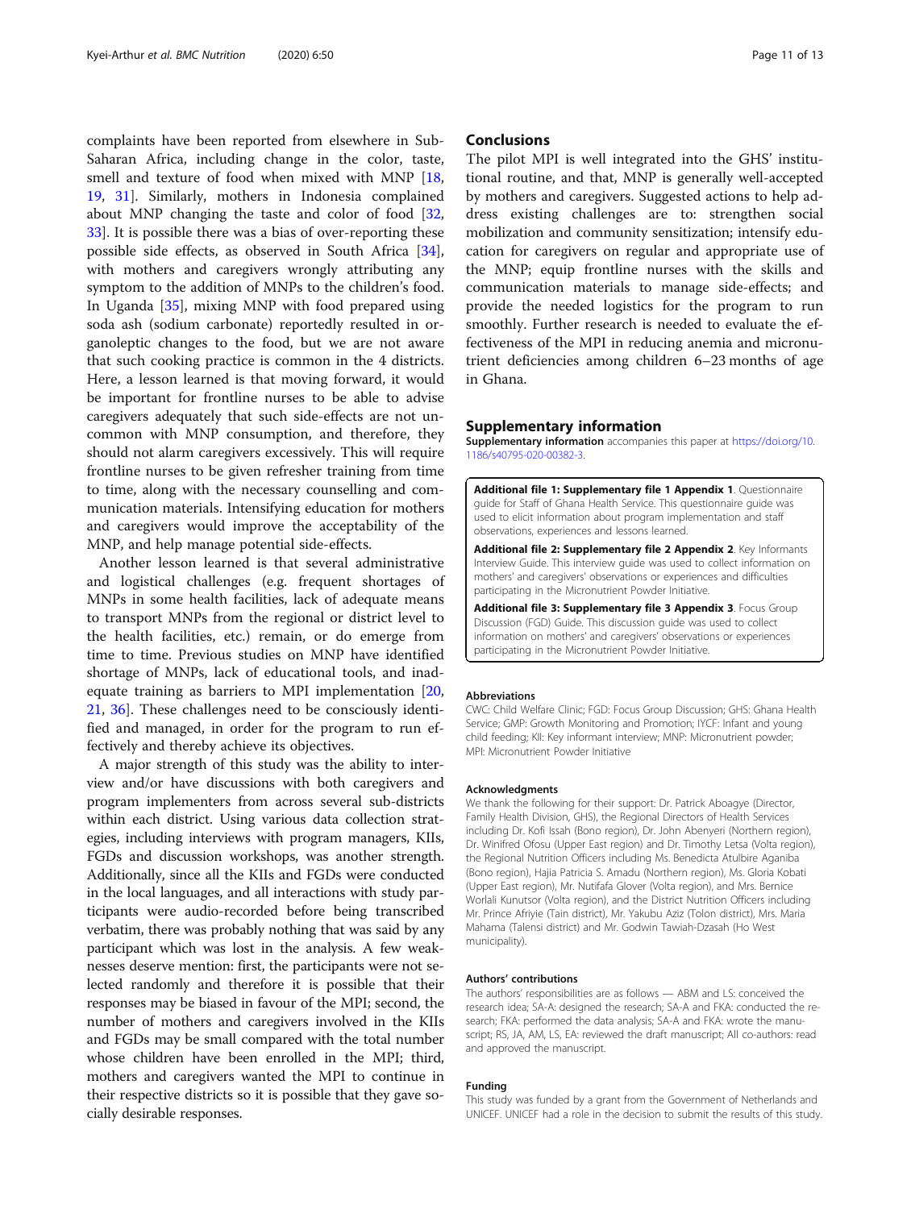complaints have been reported from elsewhere in Sub-Saharan Africa, including change in the color, taste, smell and texture of food when mixed with MNP [18, 19, 31]. Similarly, mothers in Indonesia complained about MNP changing the taste and color of food [32, 33]. It is possible there was a bias of over-reporting these possible side effects, as observed in South Africa [34], with mothers and caregivers wrongly attributing any symptom to the addition of MNPs to the children's food. In Uganda [35], mixing MNP with food prepared using soda ash (sodium carbonate) reportedly resulted in organoleptic changes to the food, but we are not aware that such cooking practice is common in the 4 districts. Here, a lesson learned is that moving forward, it would be important for frontline nurses to be able to advise caregivers adequately that such side-effects are not uncommon with MNP consumption, and therefore, they should not alarm caregivers excessively. This will require frontline nurses to be given refresher training from time to time, along with the necessary counselling and communication materials. Intensifying education for mothers and caregivers would improve the acceptability of the MNP, and help manage potential side-effects.

Another lesson learned is that several administrative and logistical challenges (e.g. frequent shortages of MNPs in some health facilities, lack of adequate means to transport MNPs from the regional or district level to the health facilities, etc.) remain, or do emerge from time to time. Previous studies on MNP have identified shortage of MNPs, lack of educational tools, and inadequate training as barriers to MPI implementation [20, 21, 36]. These challenges need to be consciously identified and managed, in order for the program to run effectively and thereby achieve its objectives.

A major strength of this study was the ability to interview and/or have discussions with both caregivers and program implementers from across several sub-districts within each district. Using various data collection strategies, including interviews with program managers, KIIs, FGDs and discussion workshops, was another strength. Additionally, since all the KIIs and FGDs were conducted in the local languages, and all interactions with study participants were audio-recorded before being transcribed verbatim, there was probably nothing that was said by any participant which was lost in the analysis. A few weaknesses deserve mention: first, the participants were not selected randomly and therefore it is possible that their responses may be biased in favour of the MPI; second, the number of mothers and caregivers involved in the KIIs and FGDs may be small compared with the total number whose children have been enrolled in the MPI; third, mothers and caregivers wanted the MPI to continue in their respective districts so it is possible that they gave socially desirable responses.

## Conclusions

The pilot MPI is well integrated into the GHS' institutional routine, and that, MNP is generally well-accepted by mothers and caregivers. Suggested actions to help address existing challenges are to: strengthen social mobilization and community sensitization; intensify education for caregivers on regular and appropriate use of the MNP; equip frontline nurses with the skills and communication materials to manage side-effects; and provide the needed logistics for the program to run smoothly. Further research is needed to evaluate the effectiveness of the MPI in reducing anemia and micronutrient deficiencies among children 6–23 months of age in Ghana.

## Supplementary information

**Supplementary information** accompanies this paper at https://doi.org/10.1186/s40795-020-00382-3.

**Additional file 1: Supplementary file 1 Appendix 1**. Questionnaire guide for Staff of Ghana Health Service. This questionnaire guide was used to elicit information about program implementation and staff observations, experiences and lessons learned.

**Additional file 2: Supplementary file 2 Appendix 2**. Key Informants Interview Guide. This interview guide was used to collect information on mothers' and caregivers' observations or experiences and difficulties participating in the Micronutrient Powder Initiative.

**Additional file 3: Supplementary file 3 Appendix 3**. Focus Group Discussion (FGD) Guide. This discussion guide was used to collect information on mothers' and caregivers' observations or experiences participating in the Micronutrient Powder Initiative.

#### Abbreviations

CWC: Child Welfare Clinic; FGD: Focus Group Discussion; GHS: Ghana Health Service; GMP: Growth Monitoring and Promotion; IYCF: Infant and young child feeding; KII: Key informant interview; MNP: Micronutrient powder; MPI: Micronutrient Powder Initiative

#### Acknowledgments

We thank the following for their support: Dr. Patrick Aboagye (Director, Family Health Division, GHS), the Regional Directors of Health Services including Dr. Kofi Issah (Bono region), Dr. John Abenyeri (Northern region), Dr. Winifred Ofosu (Upper East region) and Dr. Timothy Letsa (Volta region), the Regional Nutrition Officers including Ms. Benedicta Atulbire Aganiba (Bono region), Hajia Patricia S. Amadu (Northern region), Ms. Gloria Kobati (Upper East region), Mr. Nutifafa Glover (Volta region), and Mrs. Bernice Worlali Kunutsor (Volta region), and the District Nutrition Officers including Mr. Prince Afriyie (Tain district), Mr. Yakubu Aziz (Tolon district), Mrs. Maria Mahama (Talensi district) and Mr. Godwin Tawiah-Dzasah (Ho West municipality).

#### Authors' contributions

The authors' responsibilities are as follows — ABM and LS: conceived the research idea; SA-A: designed the research; SA-A and FKA: conducted the research; FKA: performed the data analysis; SA-A and FKA: wrote the manuscript; RS, JA, AM, LS, EA: reviewed the draft manuscript; All co-authors: read and approved the manuscript.

#### Funding

This study was funded by a grant from the Government of Netherlands and UNICEF. UNICEF had a role in the decision to submit the results of this study.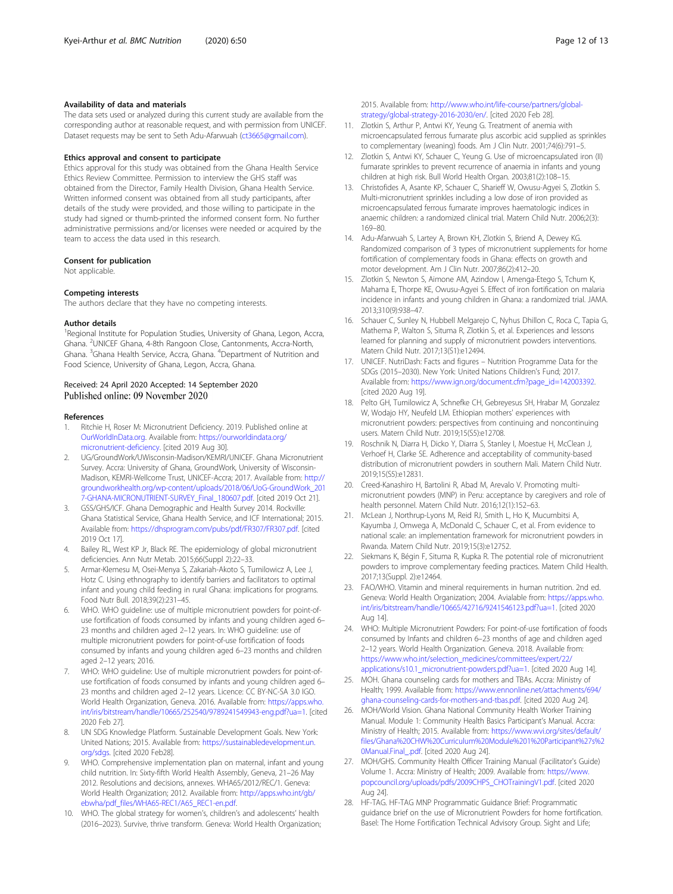### Availability of data and materials

The data sets used or analyzed during this current study are available from the corresponding author at reasonable request, and with permission from UNICEF. Dataset requests may be sent to Seth Adu-Afarwuah (ct3665@gmail.com).

### Ethics approval and consent to participate

Ethics approval for this study was obtained from the Ghana Health Service Ethics Review Committee. Permission to interview the GHS staff was obtained from the Director, Family Health Division, Ghana Health Service. Written informed consent was obtained from all study participants, after details of the study were provided, and those willing to participate in the study had signed or thumb-printed the informed consent form. No further administrative permissions and/or licenses were needed or acquired by the team to access the data used in this research.

### Consent for publication

Not applicable.

### Competing interests

The authors declare that they have no competing interests.

### Author details

[1]Regional Institute for Population Studies, University of Ghana, Legon, Accra, Ghana. [2]UNICEF Ghana, 4-8th Rangoon Close, Cantonments, Accra-North, Ghana. [3]Ghana Health Service, Accra, Ghana. [4]Department of Nutrition and Food Science, University of Ghana, Legon, Accra, Ghana.

Received: 24 April 2020 Accepted: 14 September 2020
Published online: 09 November 2020

### References

1. Ritchie H, Roser M: Micronutrient Deficiency. 2019. Published online at OurWorldInData.org. Available from: https://ourworldindata.org/micronutrient-deficiency. [cited 2019 Aug 30].
2. UG/GroundWork/UWisconsin-Madison/KEMRI/UNICEF. Ghana Micronutrient Survey. Accra: University of Ghana, GroundWork, University of Wisconsin-Madison, KEMRI-Wellcome Trust, UNICEF-Accra; 2017. Available from: http://groundworkhealth.org/wp-content/uploads/2018/06/UoG-GroundWork_2017-GHANA-MICRONUTRIENT-SURVEY_Final_180607.pdf. [cited 2019 Oct 21].
3. GSS/GHS/ICF. Ghana Demographic and Health Survey 2014. Rockville: Ghana Statistical Service, Ghana Health Service, and ICF International; 2015. Available from: https://dhsprogram.com/pubs/pdf/FR307/FR307.pdf. [cited 2019 Oct 17].
4. Bailey RL, West KP Jr, Black RE. The epidemiology of global micronutrient deficiencies. Ann Nutr Metab. 2015;66(Suppl 2):22–33.
5. Armar-Klemesu M, Osei-Menya S, Zakariah-Akoto S, Tumilowicz A, Lee J, Hotz C. Using ethnography to identify barriers and facilitators to optimal infant and young child feeding in rural Ghana: implications for programs. Food Nutr Bull. 2018;39(2):231–45.
6. WHO. WHO guideline: use of multiple micronutrient powders for point-of-use fortification of foods consumed by infants and young children aged 6–23 months and children aged 2–12 years. In: WHO guideline: use of multiple micronutrient powders for point-of-use fortification of foods consumed by infants and young children aged 6–23 months and children aged 2–12 years; 2016.
7. WHO: WHO guideline: Use of multiple micronutrient powders for point-of-use fortification of foods consumed by infants and young children aged 6–23 months and children aged 2–12 years. Licence: CC BY-NC-SA 3.0 IGO. World Health Organization, Geneva. 2016. Available from: https://apps.who.int/iris/bitstream/handle/10665/252540/9789241549943-eng.pdf?ua=1. [cited 2020 Feb 27].
8. UN SDG Knowledge Platform. Sustainable Development Goals. New York: United Nations; 2015. Available from: https://sustainabledevelopment.un.org/sdgs. [cited 2020 Feb28].
9. WHO. Comprehensive implementation plan on maternal, infant and young child nutrition. In: Sixty-fifth World Health Assembly, Geneva, 21–26 May 2012. Resolutions and decisions, annexes. WHA65/2012/REC/1. Geneva: World Health Organization; 2012. Available from: http://apps.who.int/gb/ebwha/pdf_files/WHA65-REC1/A65_REC1-en.pdf.
10. WHO. The global strategy for women's, children's and adolescents' health (2016–2023). Survive, thrive transform. Geneva: World Health Organization; 2015. Available from: http://www.who.int/life-course/partners/global-strategy/global-strategy-2016-2030/en/. [cited 2020 Feb 28].
11. Zlotkin S, Arthur P, Antwi KY, Yeung G. Treatment of anemia with microencapsulated ferrous fumarate plus ascorbic acid supplied as sprinkles to complementary (weaning) foods. Am J Clin Nutr. 2001;74(6):791–5.
12. Zlotkin S, Antwi KY, Schauer C, Yeung G. Use of microencapsulated iron (II) fumarate sprinkles to prevent recurrence of anaemia in infants and young children at high risk. Bull World Health Organ. 2003;81(2):108–15.
13. Christofides A, Asante KP, Schauer C, Sharieff W, Owusu-Agyei S, Zlotkin S. Multi-micronutrient sprinkles including a low dose of iron provided as microencapsulated ferrous fumarate improves haematologic indices in anaemic children: a randomized clinical trial. Matern Child Nutr. 2006;2(3):169–80.
14. Adu-Afarwuah S, Lartey A, Brown KH, Zlotkin S, Briend A, Dewey KG. Randomized comparison of 3 types of micronutrient supplements for home fortification of complementary foods in Ghana: effects on growth and motor development. Am J Clin Nutr. 2007;86(2):412–20.
15. Zlotkin S, Newton S, Aimone AM, Azindow I, Amenga-Etego S, Tchum K, Mahama E, Thorpe KE, Owusu-Agyei S. Effect of iron fortification on malaria incidence in infants and young children in Ghana: a randomized trial. JAMA. 2013;310(9):938–47.
16. Schauer C, Sunley N, Hubbell Melgarejo C, Nyhus Dhillon C, Roca C, Tapia G, Mathema P, Walton S, Situma R, Zlotkin S, et al. Experiences and lessons learned for planning and supply of micronutrient powders interventions. Matern Child Nutr. 2017;13(S1):e12494.
17. UNICEF. NutriDash: Facts and figures – Nutrition Programme Data for the SDGs (2015–2030). New York: United Nations Children's Fund; 2017. Available from: https://www.ign.org/document.cfm?page_id=142003392. [cited 2020 Aug 19].
18. Pelto GH, Tumilowicz A, Schnefke CH, Gebreyesus SH, Hrabar M, Gonzalez W, Wodajo HY, Neufeld LM. Ethiopian mothers' experiences with micronutrient powders: perspectives from continuing and noncontinuing users. Matern Child Nutr. 2019;15(S5):e12708.
19. Roschnik N, Diarra H, Dicko Y, Diarra S, Stanley I, Moestue H, McClean J, Verhoef H, Clarke SE. Adherence and acceptability of community-based distribution of micronutrient powders in southern Mali. Matern Child Nutr. 2019;15(S5):e12831.
20. Creed-Kanashiro H, Bartolini R, Abad M, Arevalo V. Promoting multi-micronutrient powders (MNP) in Peru: acceptance by caregivers and role of health personnel. Matern Child Nutr. 2016;12(1):152–63.
21. McLean J, Northrup-Lyons M, Reid RJ, Smith L, Ho K, Mucumbitsi A, Kayumba J, Omwega A, McDonald C, Schauer C, et al. From evidence to national scale: an implementation framework for micronutrient powders in Rwanda. Matern Child Nutr. 2019;15(3):e12752.
22. Siekmans K, Bégin F, Situma R, Kupka R. The potential role of micronutrient powders to improve complementary feeding practices. Matern Child Health. 2017;13(Suppl. 2):e12464.
23. FAO/WHO. Vitamin and mineral requirements in human nutrition. 2nd ed. Geneva: World Health Organization; 2004. Avialable from: https://apps.who.int/iris/bitstream/handle/10665/42716/9241546123.pdf?ua=1. [cited 2020 Aug 14].
24. WHO: Multiple Micronutrient Powders: For point-of-use fortification of foods consumed by Infants and children 6–23 months of age and children aged 2–12 years. World Health Organization. Geneva. 2018. Available from: https://www.who.int/selection_medicines/committees/expert/22/applications/s10.1_micronutrient-powders.pdf?ua=1. [cited 2020 Aug 14].
25. MOH. Ghana counseling cards for mothers and TBAs. Accra: Ministry of Health; 1999. Available from: https://www.ennonline.net/attachments/694/ghana-counseling-cards-for-mothers-and-tbas.pdf. [cited 2020 Aug 24].
26. MOH/World Vision. Ghana National Community Health Worker Training Manual. Module 1: Community Health Basics Participant's Manual. Accra: Ministry of Health; 2015. Available from: https://www.wvi.org/sites/default/files/Ghana%20CHW%20Curriculum%20Module%201%20Participant%27s%20Manual.Final_.pdf. [cited 2020 Aug 24].
27. MOH/GHS. Community Health Officer Training Manual (Facilitator's Guide) Volume 1. Accra: Ministry of Health; 2009. Available from: https://www.popcouncil.org/uploads/pdfs/2009CHPS_CHOTrainingV1.pdf. [cited 2020 Aug 24].
28. HF-TAG. HF-TAG MNP Programmatic Guidance Brief: Programmatic guidance brief on the use of Micronutrient Powders for home fortification. Basel: The Home Fortification Technical Advisory Group. Sight and Life;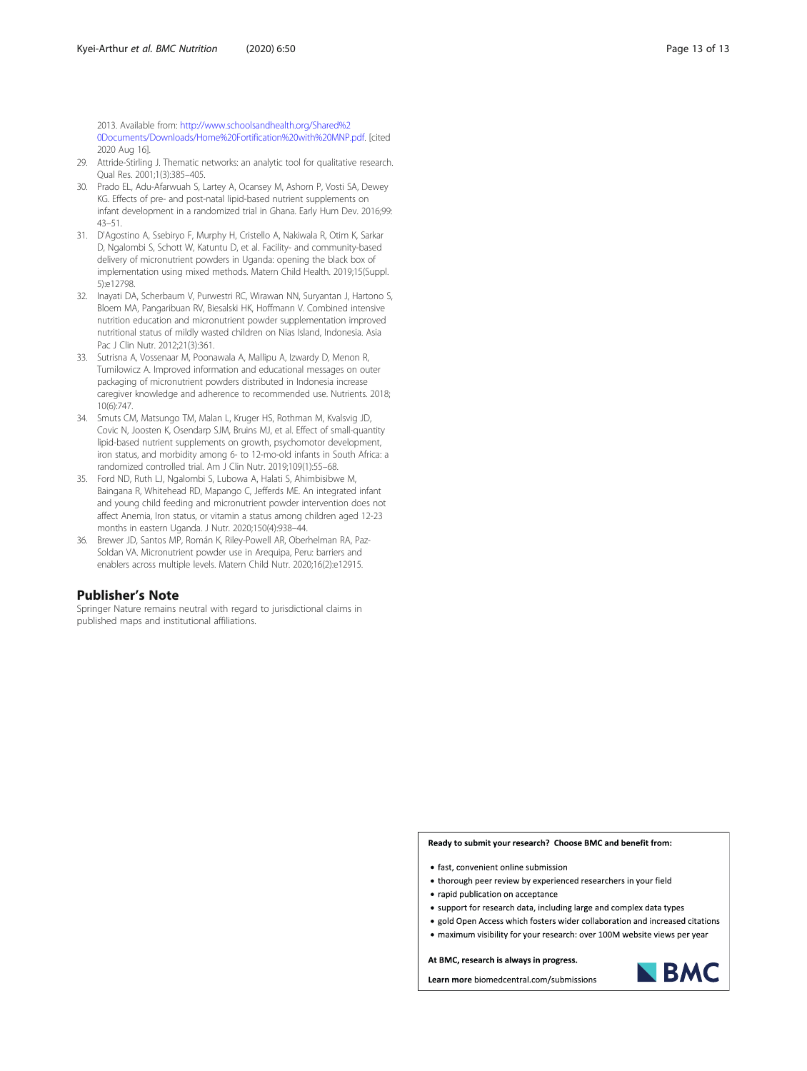2013. Available from: http://www.schoolsandhealth.org/Shared%20Documents/Downloads/Home%20Fortification%20with%20MNP.pdf. [cited 2020 Aug 16].

29. Attride-Stirling J. Thematic networks: an analytic tool for qualitative research. Qual Res. 2001;1(3):385–405.
30. Prado EL, Adu-Afarwuah S, Lartey A, Ocansey M, Ashorn P, Vosti SA, Dewey KG. Effects of pre- and post-natal lipid-based nutrient supplements on infant development in a randomized trial in Ghana. Early Hum Dev. 2016;99:43–51.
31. D'Agostino A, Ssebiryo F, Murphy H, Cristello A, Nakiwala R, Otim K, Sarkar D, Ngalombi S, Schott W, Katuntu D, et al. Facility- and community-based delivery of micronutrient powders in Uganda: opening the black box of implementation using mixed methods. Matern Child Health. 2019;15(Suppl. 5):e12798.
32. Inayati DA, Scherbaum V, Purwestri RC, Wirawan NN, Suryantan J, Hartono S, Bloem MA, Pangaribuan RV, Biesalski HK, Hoffmann V. Combined intensive nutrition education and micronutrient powder supplementation improved nutritional status of mildly wasted children on Nias Island, Indonesia. Asia Pac J Clin Nutr. 2012;21(3):361.
33. Sutrisna A, Vossenaar M, Poonawala A, Mallipu A, Izwardy D, Menon R, Tumilowicz A. Improved information and educational messages on outer packaging of micronutrient powders distributed in Indonesia increase caregiver knowledge and adherence to recommended use. Nutrients. 2018;10(6):747.
34. Smuts CM, Matsungo TM, Malan L, Kruger HS, Rothman M, Kvalsvig JD, Covic N, Joosten K, Osendarp SJM, Bruins MJ, et al. Effect of small-quantity lipid-based nutrient supplements on growth, psychomotor development, iron status, and morbidity among 6- to 12-mo-old infants in South Africa: a randomized controlled trial. Am J Clin Nutr. 2019;109(1):55–68.
35. Ford ND, Ruth LJ, Ngalombi S, Lubowa A, Halati S, Ahimbisibwe M, Baingana R, Whitehead RD, Mapango C, Jefferds ME. An integrated infant and young child feeding and micronutrient powder intervention does not affect Anemia, Iron status, or vitamin a status among children aged 12-23 months in eastern Uganda. J Nutr. 2020;150(4):938–44.
36. Brewer JD, Santos MP, Román K, Riley-Powell AR, Oberhelman RA, Paz-Soldan VA. Micronutrient powder use in Arequipa, Peru: barriers and enablers across multiple levels. Matern Child Nutr. 2020;16(2):e12915.

## Publisher's Note

Springer Nature remains neutral with regard to jurisdictional claims in published maps and institutional affiliations.

**Ready to submit your research? Choose BMC and benefit from:**

- fast, convenient online submission
- thorough peer review by experienced researchers in your field
- rapid publication on acceptance
- support for research data, including large and complex data types
- gold Open Access which fosters wider collaboration and increased citations
- maximum visibility for your research: over 100M website views per year

**At BMC, research is always in progress.**

**Learn more** biomedcentral.com/submissions

BMC